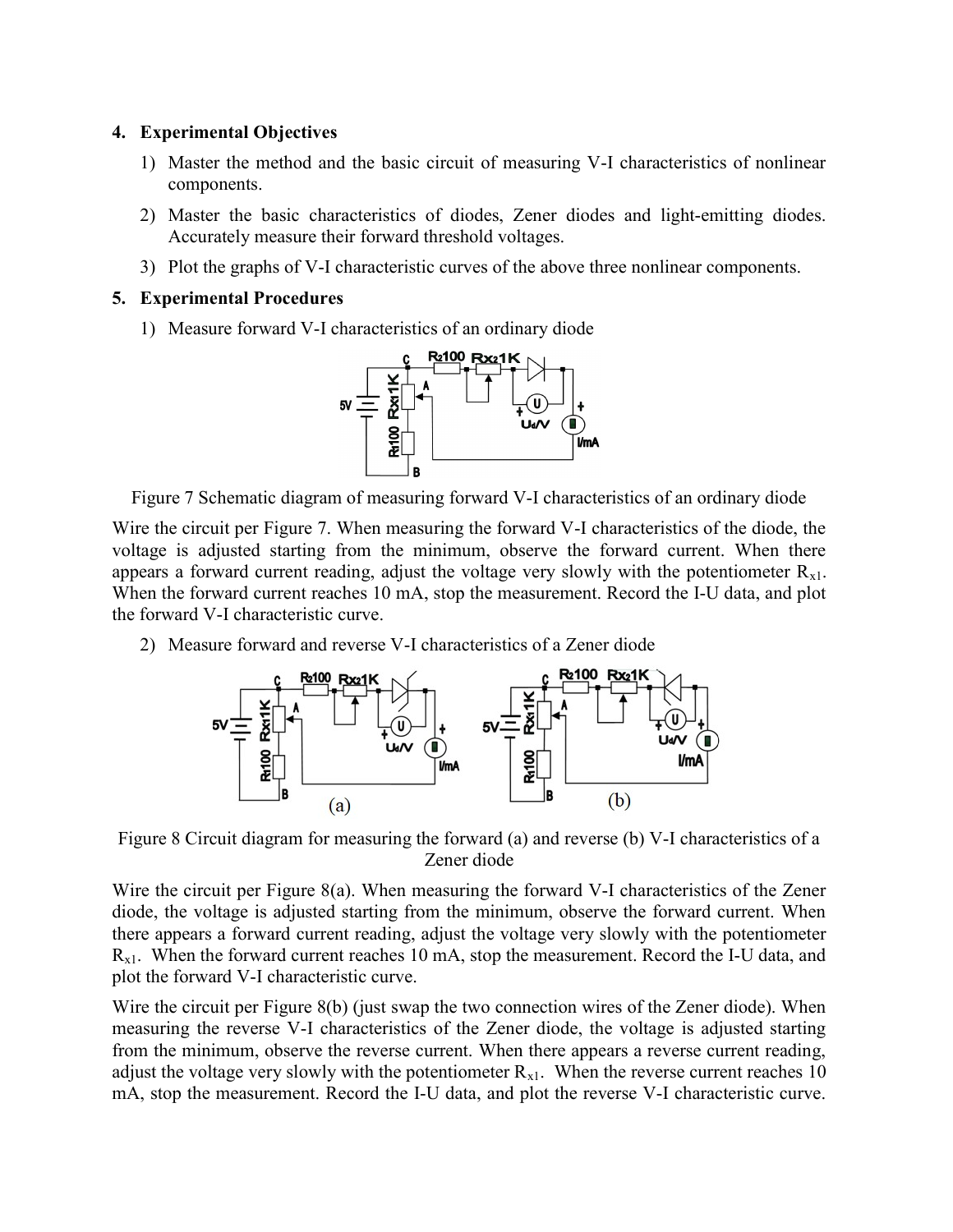## 4. Experimental Objectives

1) Master the method and the basic circuit of measuring V-I characteristics of nonlinear components.
2) Master the basic characteristics of diodes, Zener diodes and light-emitting diodes. Accurately measure their forward threshold voltages.
3) Plot the graphs of V-I characteristic curves of the above three nonlinear components.

## 5. Experimental Procedures

1) Measure forward V-I characteristics of an ordinary diode

Figure 7 Schematic diagram of measuring forward V-I characteristics of an ordinary diode

Wire the circuit per Figure 7. When measuring the forward V-I characteristics of the diode, the voltage is adjusted starting from the minimum, observe the forward current. When there appears a forward current reading, adjust the voltage very slowly with the potentiometer $R_{x1}$. When the forward current reaches 10 mA, stop the measurement. Record the I-U data, and plot the forward V-I characteristic curve.

2) Measure forward and reverse V-I characteristics of a Zener diode

Figure 8 Circuit diagram for measuring the forward (a) and reverse (b) V-I characteristics of a Zener diode

Wire the circuit per Figure 8(a). When measuring the forward V-I characteristics of the Zener diode, the voltage is adjusted starting from the minimum, observe the forward current. When there appears a forward current reading, adjust the voltage very slowly with the potentiometer $R_{x1}$. When the forward current reaches 10 mA, stop the measurement. Record the I-U data, and plot the forward V-I characteristic curve.

Wire the circuit per Figure 8(b) (just swap the two connection wires of the Zener diode). When measuring the reverse V-I characteristics of the Zener diode, the voltage is adjusted starting from the minimum, observe the reverse current. When there appears a reverse current reading, adjust the voltage very slowly with the potentiometer $R_{x1}$. When the reverse current reaches 10 mA, stop the measurement. Record the I-U data, and plot the reverse V-I characteristic curve.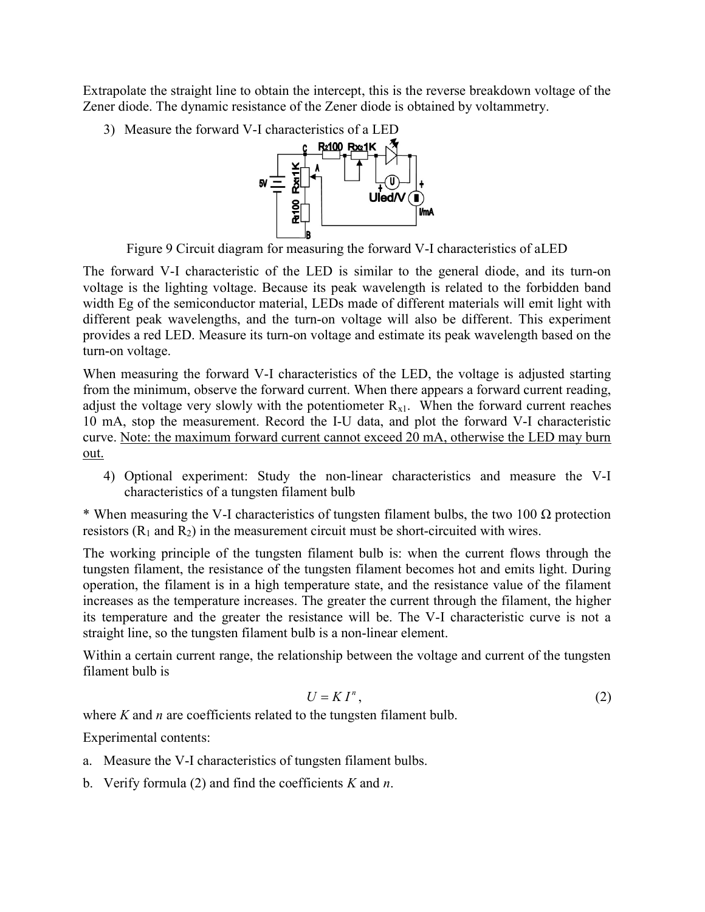Extrapolate the straight line to obtain the intercept, this is the reverse breakdown voltage of the Zener diode. The dynamic resistance of the Zener diode is obtained by voltammetry.

3) Measure the forward V-I characteristics of a LED

Figure 9 Circuit diagram for measuring the forward V-I characteristics of aLED

The forward V-I characteristic of the LED is similar to the general diode, and its turn-on voltage is the lighting voltage. Because its peak wavelength is related to the forbidden band width Eg of the semiconductor material, LEDs made of different materials will emit light with different peak wavelengths, and the turn-on voltage will also be different. This experiment provides a red LED. Measure its turn-on voltage and estimate its peak wavelength based on the turn-on voltage.

When measuring the forward V-I characteristics of the LED, the voltage is adjusted starting from the minimum, observe the forward current. When there appears a forward current reading, adjust the voltage very slowly with the potentiometer $R_{x1}$. When the forward current reaches 10 mA, stop the measurement. Record the I-U data, and plot the forward V-I characteristic curve. Note: the maximum forward current cannot exceed 20 mA, otherwise the LED may burn out.

4) Optional experiment: Study the non-linear characteristics and measure the V-I characteristics of a tungsten filament bulb

* When measuring the V-I characteristics of tungsten filament bulbs, the two 100 Ω protection resistors ($R_1$ and $R_2$) in the measurement circuit must be short-circuited with wires.

The working principle of the tungsten filament bulb is: when the current flows through the tungsten filament, the resistance of the tungsten filament becomes hot and emits light. During operation, the filament is in a high temperature state, and the resistance value of the filament increases as the temperature increases. The greater the current through the filament, the higher its temperature and the greater the resistance will be. The V-I characteristic curve is not a straight line, so the tungsten filament bulb is a non-linear element.

Within a certain current range, the relationship between the voltage and current of the tungsten filament bulb is

$$U = K I^{n}, \tag{2}$$

where $K$ and $n$ are coefficients related to the tungsten filament bulb.

Experimental contents:

a. Measure the V-I characteristics of tungsten filament bulbs.

b. Verify formula (2) and find the coefficients $K$ and $n$.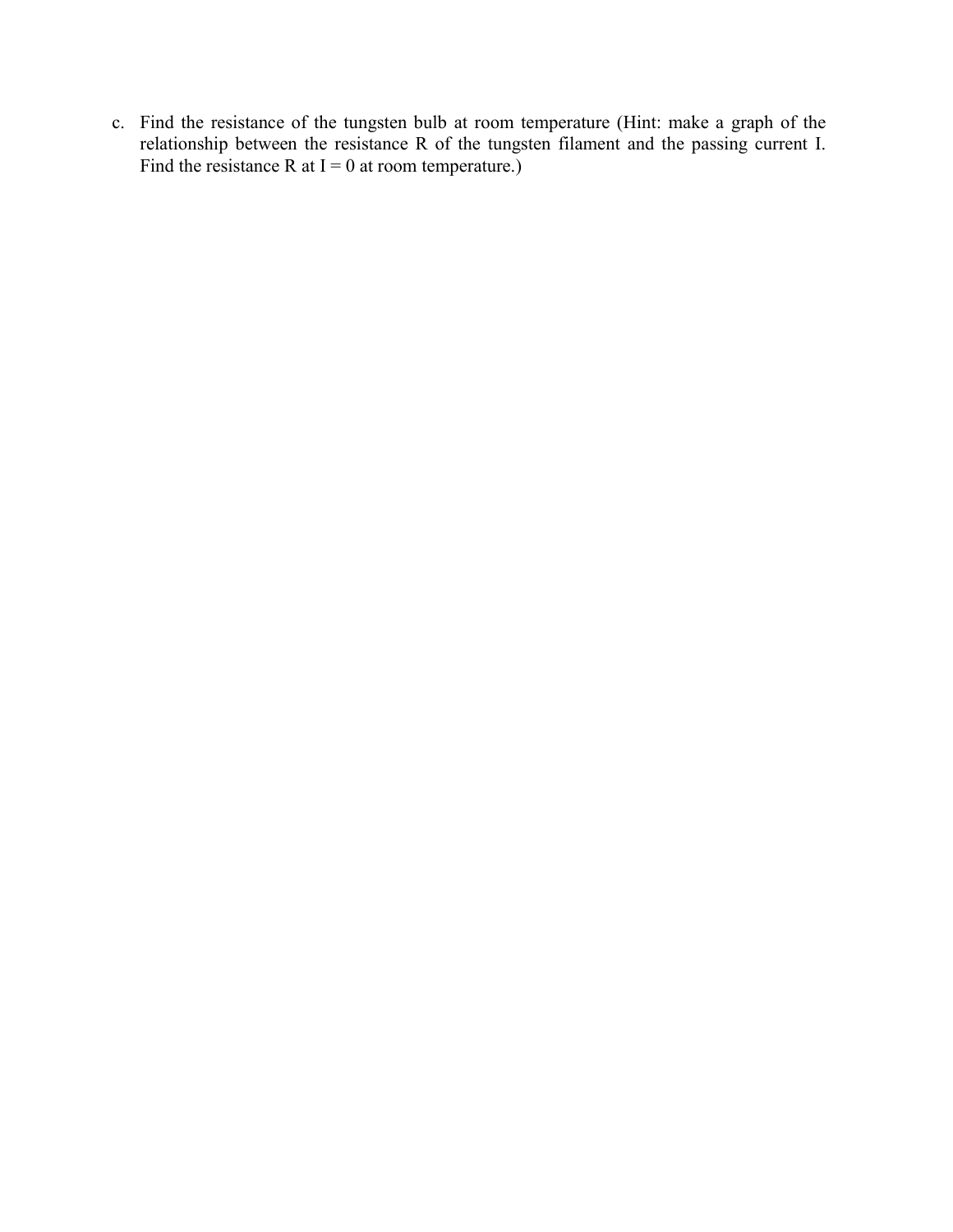c. Find the resistance of the tungsten bulb at room temperature (Hint: make a graph of the relationship between the resistance R of the tungsten filament and the passing current I. Find the resistance R at I = 0 at room temperature.)